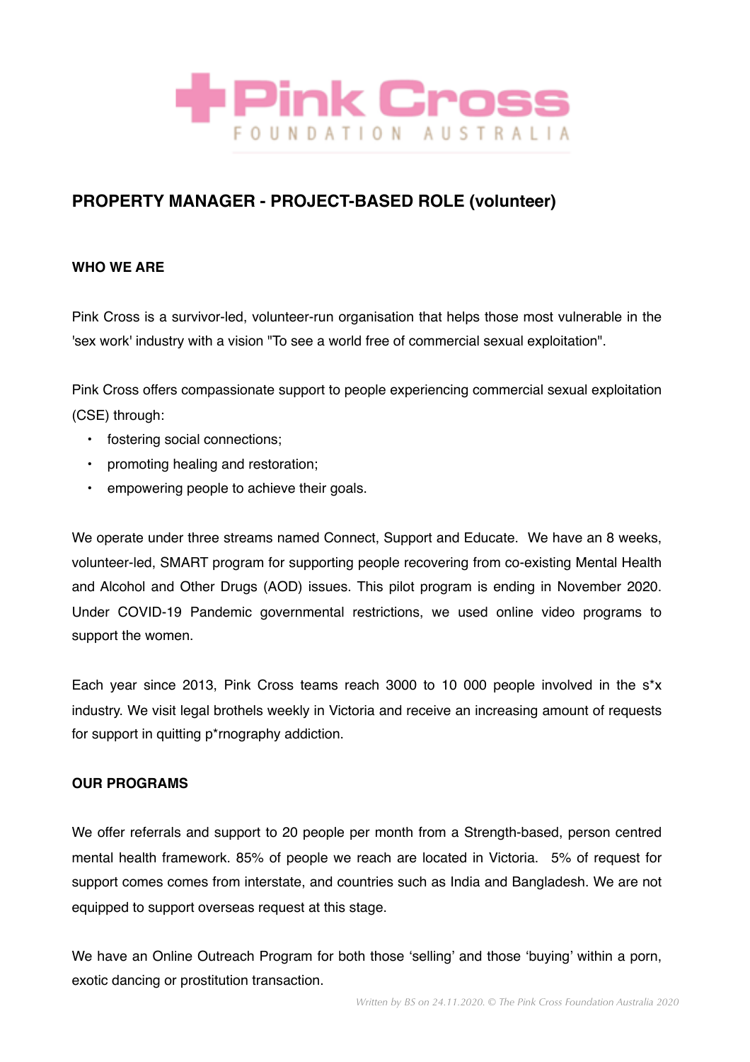Pink Cross FOUNDATION AUSTRALIA

## PROPERTY MANAGER - PROJECT-BASED ROLE (volunteer)

### WHO WE ARE

Pink Cross is a survivor-led, volunteer-run organisation that helps those most vulnerable in the 'sex work' industry with a vision "To see a world free of commercial sexual exploitation".

Pink Cross offers compassionate support to people experiencing commercial sexual exploitation (CSE) through:

- fostering social connections;
- promoting healing and restoration;
- empowering people to achieve their goals.

We operate under three streams named Connect, Support and Educate. We have an 8 weeks, volunteer-led, SMART program for supporting people recovering from co-existing Mental Health and Alcohol and Other Drugs (AOD) issues. This pilot program is ending in November 2020. Under COVID-19 Pandemic governmental restrictions, we used online video programs to support the women.

Each year since 2013, Pink Cross teams reach 3000 to 10 000 people involved in the s*x industry. We visit legal brothels weekly in Victoria and receive an increasing amount of requests for support in quitting p*rnography addiction.

### OUR PROGRAMS

We offer referrals and support to 20 people per month from a Strength-based, person centred mental health framework. 85% of people we reach are located in Victoria. 5% of request for support comes comes from interstate, and countries such as India and Bangladesh. We are not equipped to support overseas request at this stage.

We have an Online Outreach Program for both those 'selling' and those 'buying' within a porn, exotic dancing or prostitution transaction.

*Written by BS on 24.11.2020. © The Pink Cross Foundation Australia 2020*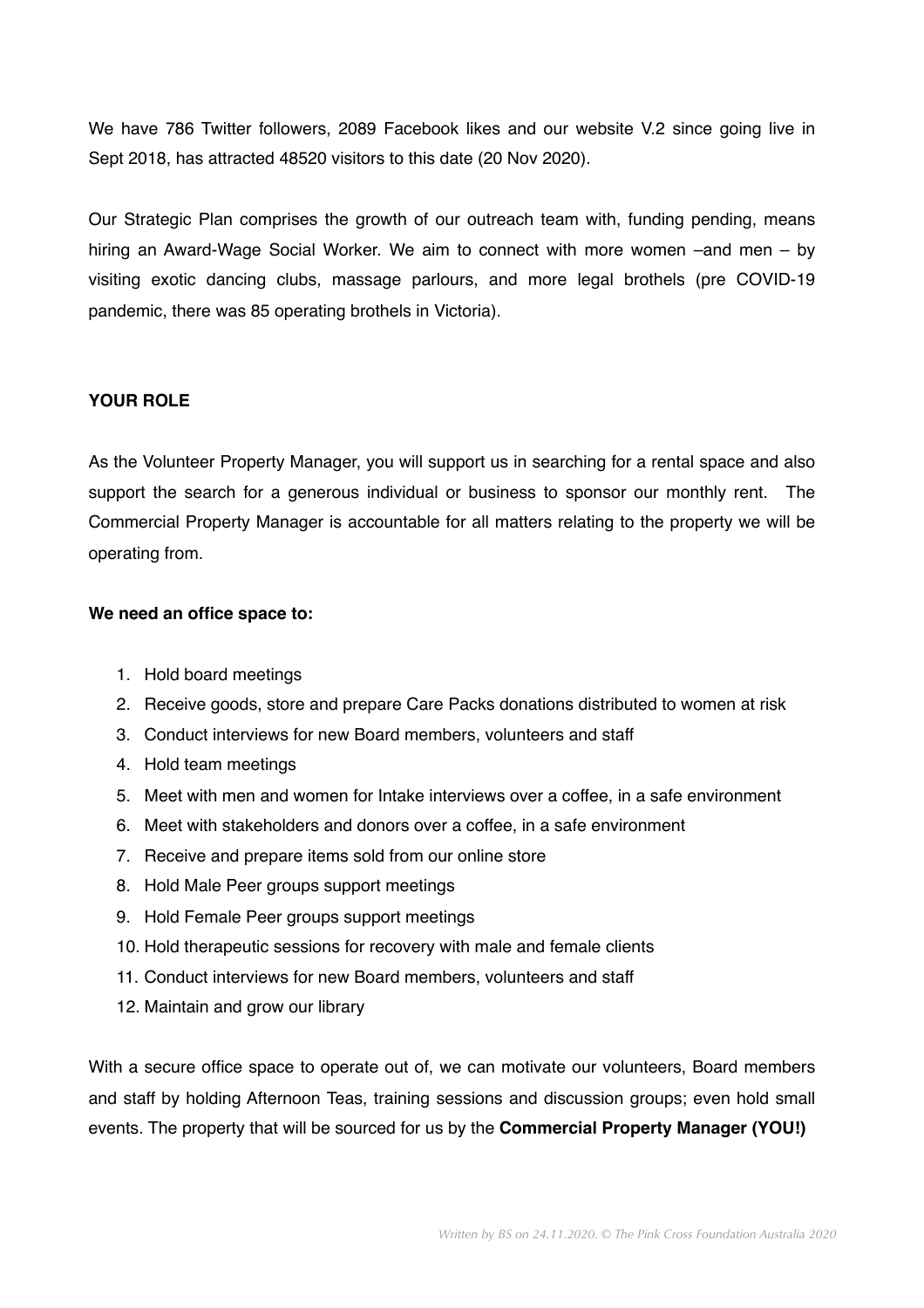We have 786 Twitter followers, 2089 Facebook likes and our website V.2 since going live in Sept 2018, has attracted 48520 visitors to this date (20 Nov 2020).

Our Strategic Plan comprises the growth of our outreach team with, funding pending, means hiring an Award-Wage Social Worker. We aim to connect with more women –and men – by visiting exotic dancing clubs, massage parlours, and more legal brothels (pre COVID-19 pandemic, there was 85 operating brothels in Victoria).

**YOUR ROLE**

As the Volunteer Property Manager, you will support us in searching for a rental space and also support the search for a generous individual or business to sponsor our monthly rent. The Commercial Property Manager is accountable for all matters relating to the property we will be operating from.

**We need an office space to:**

1. Hold board meetings
2. Receive goods, store and prepare Care Packs donations distributed to women at risk
3. Conduct interviews for new Board members, volunteers and staff
4. Hold team meetings
5. Meet with men and women for Intake interviews over a coffee, in a safe environment
6. Meet with stakeholders and donors over a coffee, in a safe environment
7. Receive and prepare items sold from our online store
8. Hold Male Peer groups support meetings
9. Hold Female Peer groups support meetings
10. Hold therapeutic sessions for recovery with male and female clients
11. Conduct interviews for new Board members, volunteers and staff
12. Maintain and grow our library

With a secure office space to operate out of, we can motivate our volunteers, Board members and staff by holding Afternoon Teas, training sessions and discussion groups; even hold small events. The property that will be sourced for us by the **Commercial Property Manager (YOU!)**

*Written by BS on 24.11.2020. © The Pink Cross Foundation Australia 2020*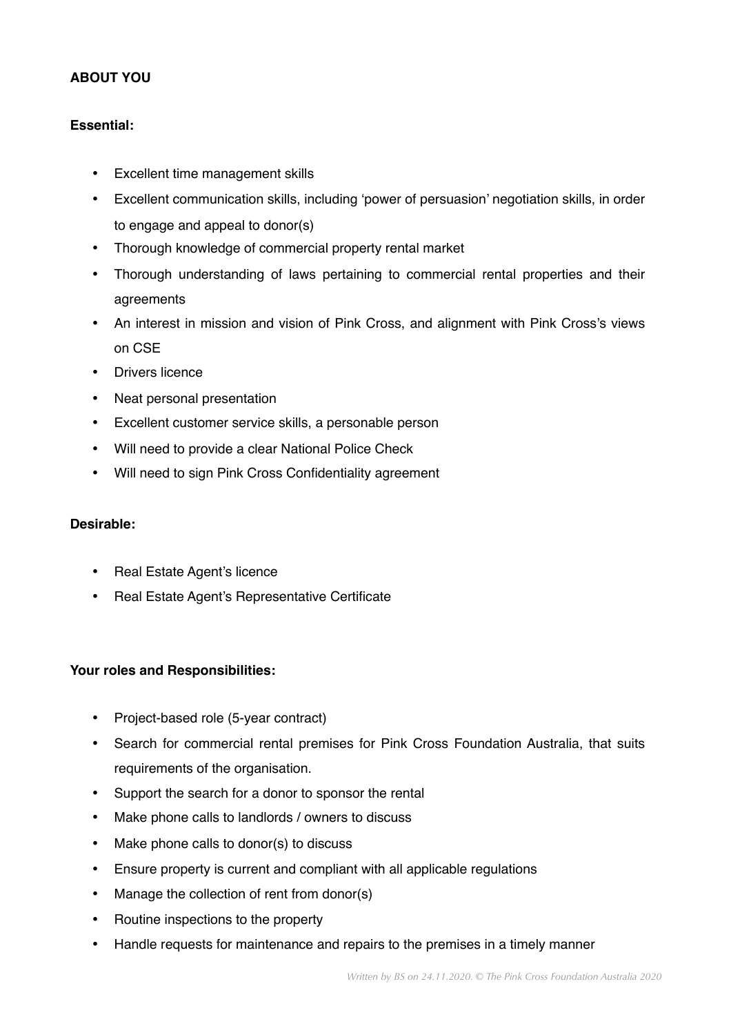**ABOUT YOU**

**Essential:**

- Excellent time management skills
- Excellent communication skills, including 'power of persuasion' negotiation skills, in order to engage and appeal to donor(s)
- Thorough knowledge of commercial property rental market
- Thorough understanding of laws pertaining to commercial rental properties and their agreements
- An interest in mission and vision of Pink Cross, and alignment with Pink Cross's views on CSE
- Drivers licence
- Neat personal presentation
- Excellent customer service skills, a personable person
- Will need to provide a clear National Police Check
- Will need to sign Pink Cross Confidentiality agreement

**Desirable:**

- Real Estate Agent's licence
- Real Estate Agent's Representative Certificate

**Your roles and Responsibilities:**

- Project-based role (5-year contract)
- Search for commercial rental premises for Pink Cross Foundation Australia, that suits requirements of the organisation.
- Support the search for a donor to sponsor the rental
- Make phone calls to landlords / owners to discuss
- Make phone calls to donor(s) to discuss
- Ensure property is current and compliant with all applicable regulations
- Manage the collection of rent from donor(s)
- Routine inspections to the property
- Handle requests for maintenance and repairs to the premises in a timely manner

*Written by BS on 24.11.2020. © The Pink Cross Foundation Australia 2020*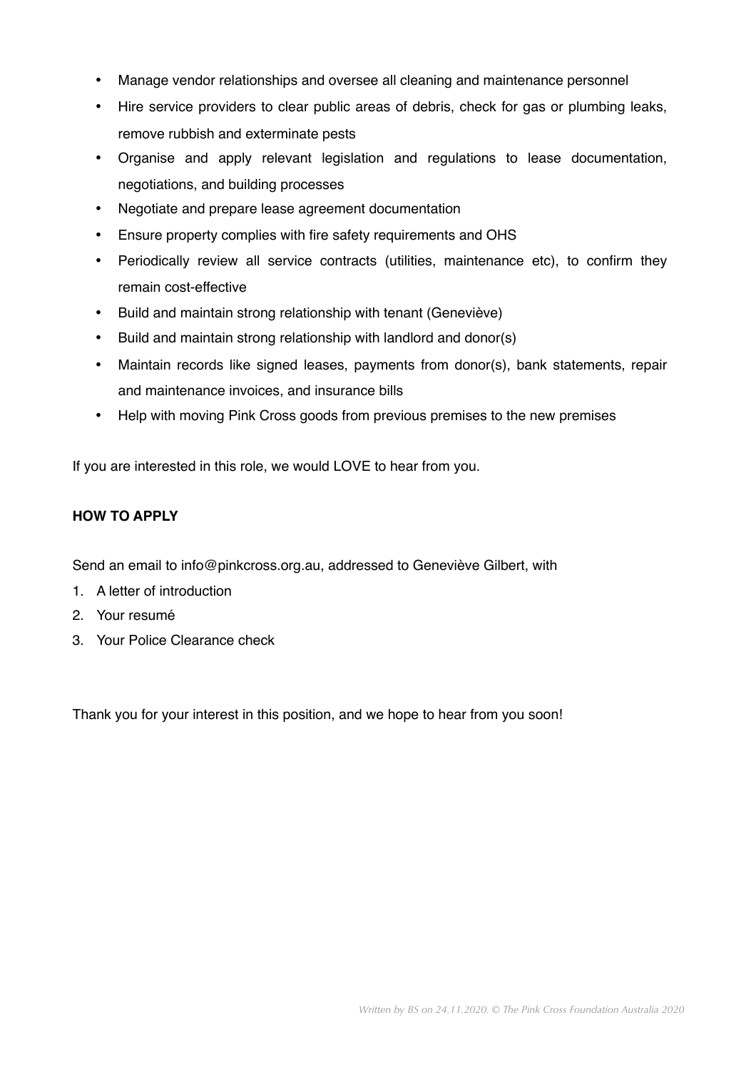- Manage vendor relationships and oversee all cleaning and maintenance personnel
- Hire service providers to clear public areas of debris, check for gas or plumbing leaks, remove rubbish and exterminate pests
- Organise and apply relevant legislation and regulations to lease documentation, negotiations, and building processes
- Negotiate and prepare lease agreement documentation
- Ensure property complies with fire safety requirements and OHS
- Periodically review all service contracts (utilities, maintenance etc), to confirm they remain cost-effective
- Build and maintain strong relationship with tenant (Geneviève)
- Build and maintain strong relationship with landlord and donor(s)
- Maintain records like signed leases, payments from donor(s), bank statements, repair and maintenance invoices, and insurance bills
- Help with moving Pink Cross goods from previous premises to the new premises

If you are interested in this role, we would LOVE to hear from you.

**HOW TO APPLY**

Send an email to info@pinkcross.org.au, addressed to Geneviève Gilbert, with

1. A letter of introduction
2. Your resumé
3. Your Police Clearance check

Thank you for your interest in this position, and we hope to hear from you soon!

*Written by BS on 24.11.2020. © The Pink Cross Foundation Australia 2020*